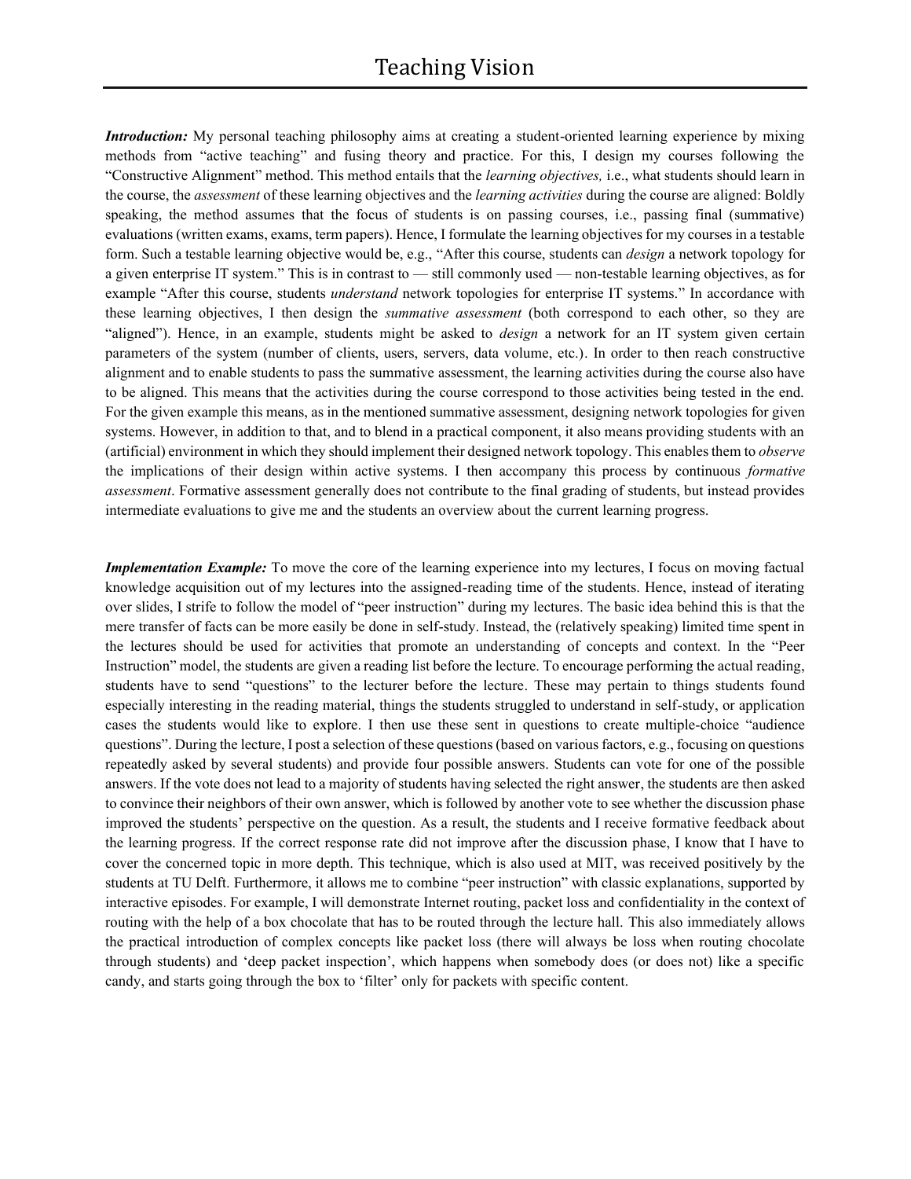# Teaching Vision

***Introduction:*** My personal teaching philosophy aims at creating a student-oriented learning experience by mixing methods from "active teaching" and fusing theory and practice. For this, I design my courses following the "Constructive Alignment" method. This method entails that the *learning objectives,* i.e., what students should learn in the course, the *assessment* of these learning objectives and the *learning activities* during the course are aligned: Boldly speaking, the method assumes that the focus of students is on passing courses, i.e., passing final (summative) evaluations (written exams, exams, term papers). Hence, I formulate the learning objectives for my courses in a testable form. Such a testable learning objective would be, e.g., "After this course, students can *design* a network topology for a given enterprise IT system." This is in contrast to — still commonly used — non-testable learning objectives, as for example "After this course, students *understand* network topologies for enterprise IT systems." In accordance with these learning objectives, I then design the *summative assessment* (both correspond to each other, so they are "aligned"). Hence, in an example, students might be asked to *design* a network for an IT system given certain parameters of the system (number of clients, users, servers, data volume, etc.). In order to then reach constructive alignment and to enable students to pass the summative assessment, the learning activities during the course also have to be aligned. This means that the activities during the course correspond to those activities being tested in the end. For the given example this means, as in the mentioned summative assessment, designing network topologies for given systems. However, in addition to that, and to blend in a practical component, it also means providing students with an (artificial) environment in which they should implement their designed network topology. This enables them to *observe* the implications of their design within active systems. I then accompany this process by continuous *formative assessment*. Formative assessment generally does not contribute to the final grading of students, but instead provides intermediate evaluations to give me and the students an overview about the current learning progress.

***Implementation Example:*** To move the core of the learning experience into my lectures, I focus on moving factual knowledge acquisition out of my lectures into the assigned-reading time of the students. Hence, instead of iterating over slides, I strife to follow the model of "peer instruction" during my lectures. The basic idea behind this is that the mere transfer of facts can be more easily be done in self-study. Instead, the (relatively speaking) limited time spent in the lectures should be used for activities that promote an understanding of concepts and context. In the "Peer Instruction" model, the students are given a reading list before the lecture. To encourage performing the actual reading, students have to send "questions" to the lecturer before the lecture. These may pertain to things students found especially interesting in the reading material, things the students struggled to understand in self-study, or application cases the students would like to explore. I then use these sent in questions to create multiple-choice "audience questions". During the lecture, I post a selection of these questions (based on various factors, e.g., focusing on questions repeatedly asked by several students) and provide four possible answers. Students can vote for one of the possible answers. If the vote does not lead to a majority of students having selected the right answer, the students are then asked to convince their neighbors of their own answer, which is followed by another vote to see whether the discussion phase improved the students' perspective on the question. As a result, the students and I receive formative feedback about the learning progress. If the correct response rate did not improve after the discussion phase, I know that I have to cover the concerned topic in more depth. This technique, which is also used at MIT, was received positively by the students at TU Delft. Furthermore, it allows me to combine "peer instruction" with classic explanations, supported by interactive episodes. For example, I will demonstrate Internet routing, packet loss and confidentiality in the context of routing with the help of a box chocolate that has to be routed through the lecture hall. This also immediately allows the practical introduction of complex concepts like packet loss (there will always be loss when routing chocolate through students) and 'deep packet inspection', which happens when somebody does (or does not) like a specific candy, and starts going through the box to 'filter' only for packets with specific content.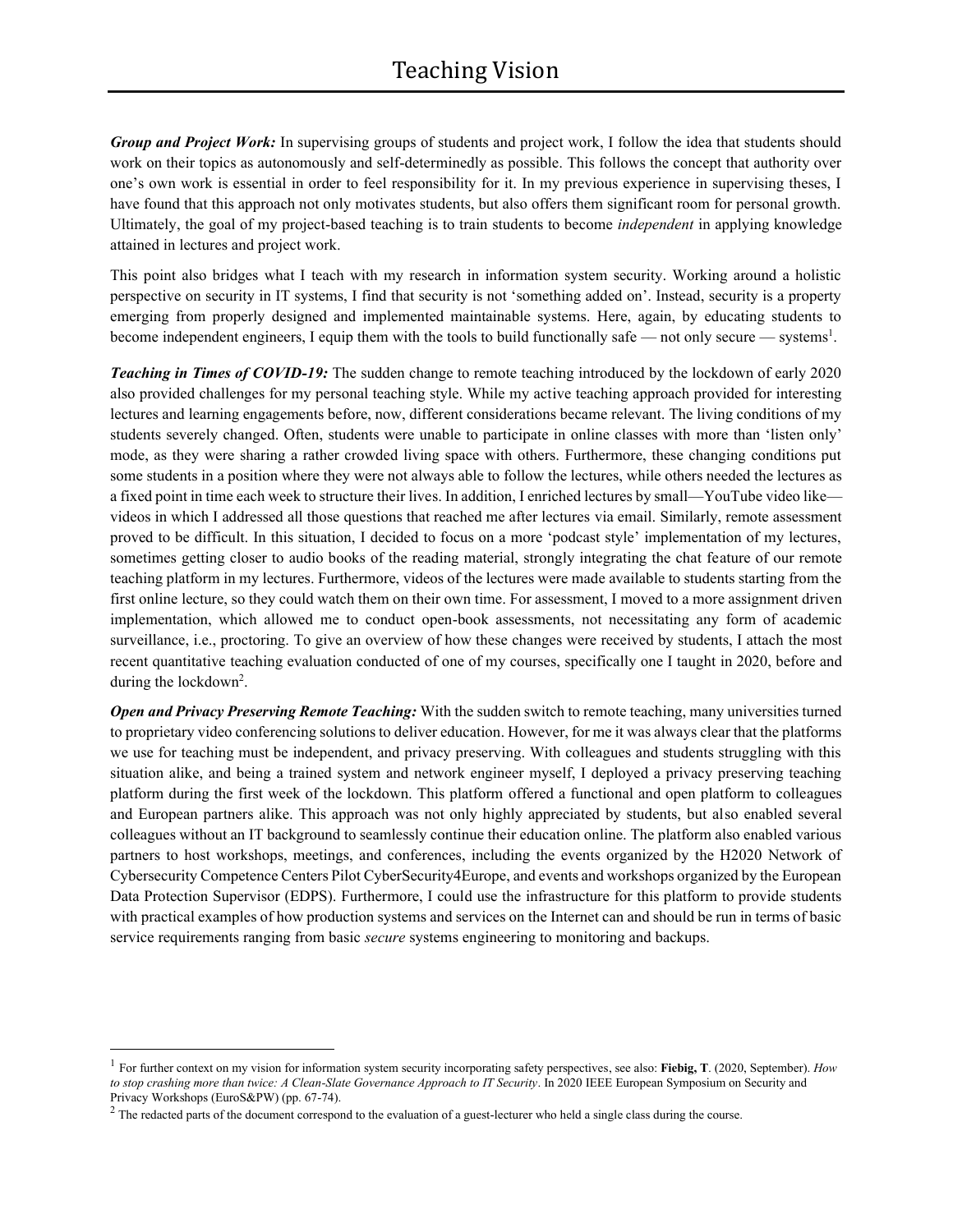# Teaching Vision

***Group and Project Work:*** In supervising groups of students and project work, I follow the idea that students should work on their topics as autonomously and self-determinedly as possible. This follows the concept that authority over one's own work is essential in order to feel responsibility for it. In my previous experience in supervising theses, I have found that this approach not only motivates students, but also offers them significant room for personal growth. Ultimately, the goal of my project-based teaching is to train students to become *independent* in applying knowledge attained in lectures and project work.

This point also bridges what I teach with my research in information system security. Working around a holistic perspective on security in IT systems, I find that security is not 'something added on'. Instead, security is a property emerging from properly designed and implemented maintainable systems. Here, again, by educating students to become independent engineers, I equip them with the tools to build functionally safe — not only secure — systems[1].

***Teaching in Times of COVID-19:*** The sudden change to remote teaching introduced by the lockdown of early 2020 also provided challenges for my personal teaching style. While my active teaching approach provided for interesting lectures and learning engagements before, now, different considerations became relevant. The living conditions of my students severely changed. Often, students were unable to participate in online classes with more than 'listen only' mode, as they were sharing a rather crowded living space with others. Furthermore, these changing conditions put some students in a position where they were not always able to follow the lectures, while others needed the lectures as a fixed point in time each week to structure their lives. In addition, I enriched lectures by small—YouTube video like—videos in which I addressed all those questions that reached me after lectures via email. Similarly, remote assessment proved to be difficult. In this situation, I decided to focus on a more 'podcast style' implementation of my lectures, sometimes getting closer to audio books of the reading material, strongly integrating the chat feature of our remote teaching platform in my lectures. Furthermore, videos of the lectures were made available to students starting from the first online lecture, so they could watch them on their own time. For assessment, I moved to a more assignment driven implementation, which allowed me to conduct open-book assessments, not necessitating any form of academic surveillance, i.e., proctoring. To give an overview of how these changes were received by students, I attach the most recent quantitative teaching evaluation conducted of one of my courses, specifically one I taught in 2020, before and during the lockdown[2].

***Open and Privacy Preserving Remote Teaching:*** With the sudden switch to remote teaching, many universities turned to proprietary video conferencing solutions to deliver education. However, for me it was always clear that the platforms we use for teaching must be independent, and privacy preserving. With colleagues and students struggling with this situation alike, and being a trained system and network engineer myself, I deployed a privacy preserving teaching platform during the first week of the lockdown. This platform offered a functional and open platform to colleagues and European partners alike. This approach was not only highly appreciated by students, but also enabled several colleagues without an IT background to seamlessly continue their education online. The platform also enabled various partners to host workshops, meetings, and conferences, including the events organized by the H2020 Network of Cybersecurity Competence Centers Pilot CyberSecurity4Europe, and events and workshops organized by the European Data Protection Supervisor (EDPS). Furthermore, I could use the infrastructure for this platform to provide students with practical examples of how production systems and services on the Internet can and should be run in terms of basic service requirements ranging from basic *secure* systems engineering to monitoring and backups.

---

[1] For further context on my vision for information system security incorporating safety perspectives, see also: **Fiebig, T**. (2020, September). *How to stop crashing more than twice: A Clean-Slate Governance Approach to IT Security*. In 2020 IEEE European Symposium on Security and Privacy Workshops (EuroS&PW) (pp. 67-74).

[2] The redacted parts of the document correspond to the evaluation of a guest-lecturer who held a single class during the course.